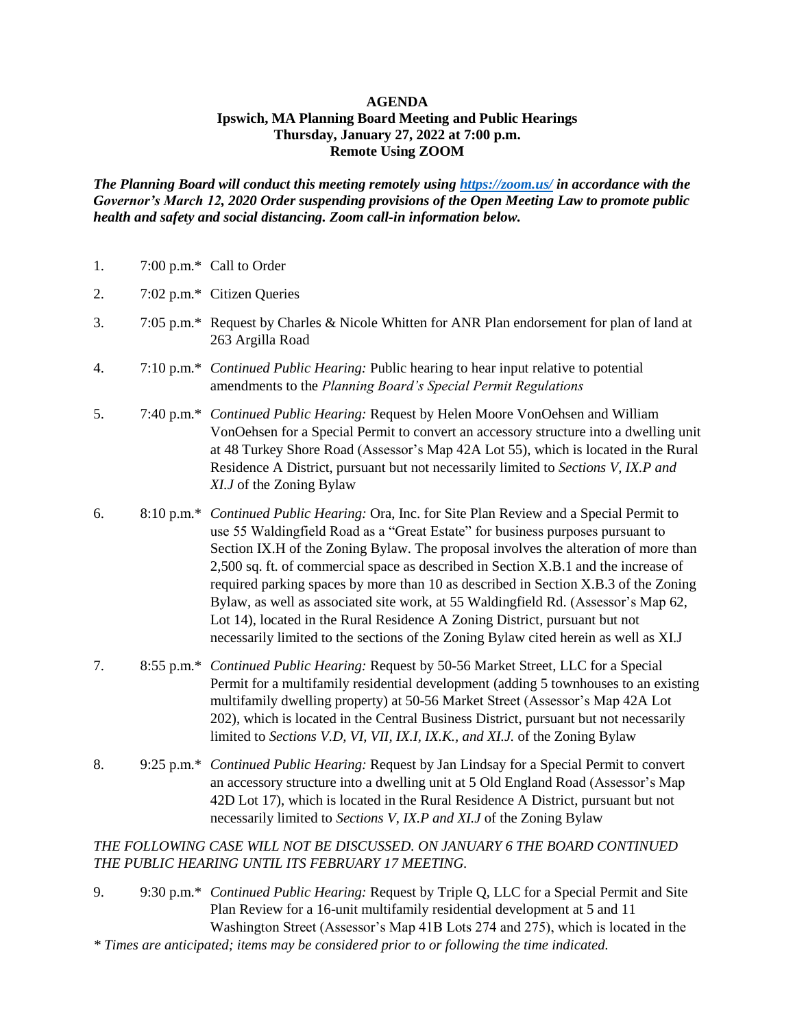# AGENDA
## Ipswich, MA Planning Board Meeting and Public Hearings
## Thursday, January 27, 2022 at 7:00 p.m.
## Remote Using ZOOM

***The Planning Board will conduct this meeting remotely using [https://zoom.us/](https://zoom.us/) in accordance with the Governor's March 12, 2020 Order suspending provisions of the Open Meeting Law to promote public health and safety and social distancing. Zoom call-in information below.***

1. 7:00 p.m.* Call to Order

2. 7:02 p.m.* Citizen Queries

3. 7:05 p.m.* Request by Charles & Nicole Whitten for ANR Plan endorsement for plan of land at 263 Argilla Road

4. 7:10 p.m.* *Continued Public Hearing:* Public hearing to hear input relative to potential amendments to the *Planning Board's Special Permit Regulations*

5. 7:40 p.m.* *Continued Public Hearing:* Request by Helen Moore VonOehsen and William VonOehsen for a Special Permit to convert an accessory structure into a dwelling unit at 48 Turkey Shore Road (Assessor's Map 42A Lot 55), which is located in the Rural Residence A District, pursuant but not necessarily limited to *Sections V, IX.P and XI.J* of the Zoning Bylaw

6. 8:10 p.m.* *Continued Public Hearing:* Ora, Inc. for Site Plan Review and a Special Permit to use 55 Waldingfield Road as a "Great Estate" for business purposes pursuant to Section IX.H of the Zoning Bylaw. The proposal involves the alteration of more than 2,500 sq. ft. of commercial space as described in Section X.B.1 and the increase of required parking spaces by more than 10 as described in Section X.B.3 of the Zoning Bylaw, as well as associated site work, at 55 Waldingfield Rd. (Assessor's Map 62, Lot 14), located in the Rural Residence A Zoning District, pursuant but not necessarily limited to the sections of the Zoning Bylaw cited herein as well as XI.J

7. 8:55 p.m.* *Continued Public Hearing:* Request by 50-56 Market Street, LLC for a Special Permit for a multifamily residential development (adding 5 townhouses to an existing multifamily dwelling property) at 50-56 Market Street (Assessor's Map 42A Lot 202), which is located in the Central Business District, pursuant but not necessarily limited to *Sections V.D, VI, VII, IX.I, IX.K., and XI.J.* of the Zoning Bylaw

8. 9:25 p.m.* *Continued Public Hearing:* Request by Jan Lindsay for a Special Permit to convert an accessory structure into a dwelling unit at 5 Old England Road (Assessor's Map 42D Lot 17), which is located in the Rural Residence A District, pursuant but not necessarily limited to *Sections V, IX.P and XI.J* of the Zoning Bylaw

*THE FOLLOWING CASE WILL NOT BE DISCUSSED. ON JANUARY 6 THE BOARD CONTINUED THE PUBLIC HEARING UNTIL ITS FEBRUARY 17 MEETING.*

9. 9:30 p.m.* *Continued Public Hearing:* Request by Triple Q, LLC for a Special Permit and Site Plan Review for a 16-unit multifamily residential development at 5 and 11 Washington Street (Assessor's Map 41B Lots 274 and 275), which is located in the

*\* Times are anticipated; items may be considered prior to or following the time indicated.*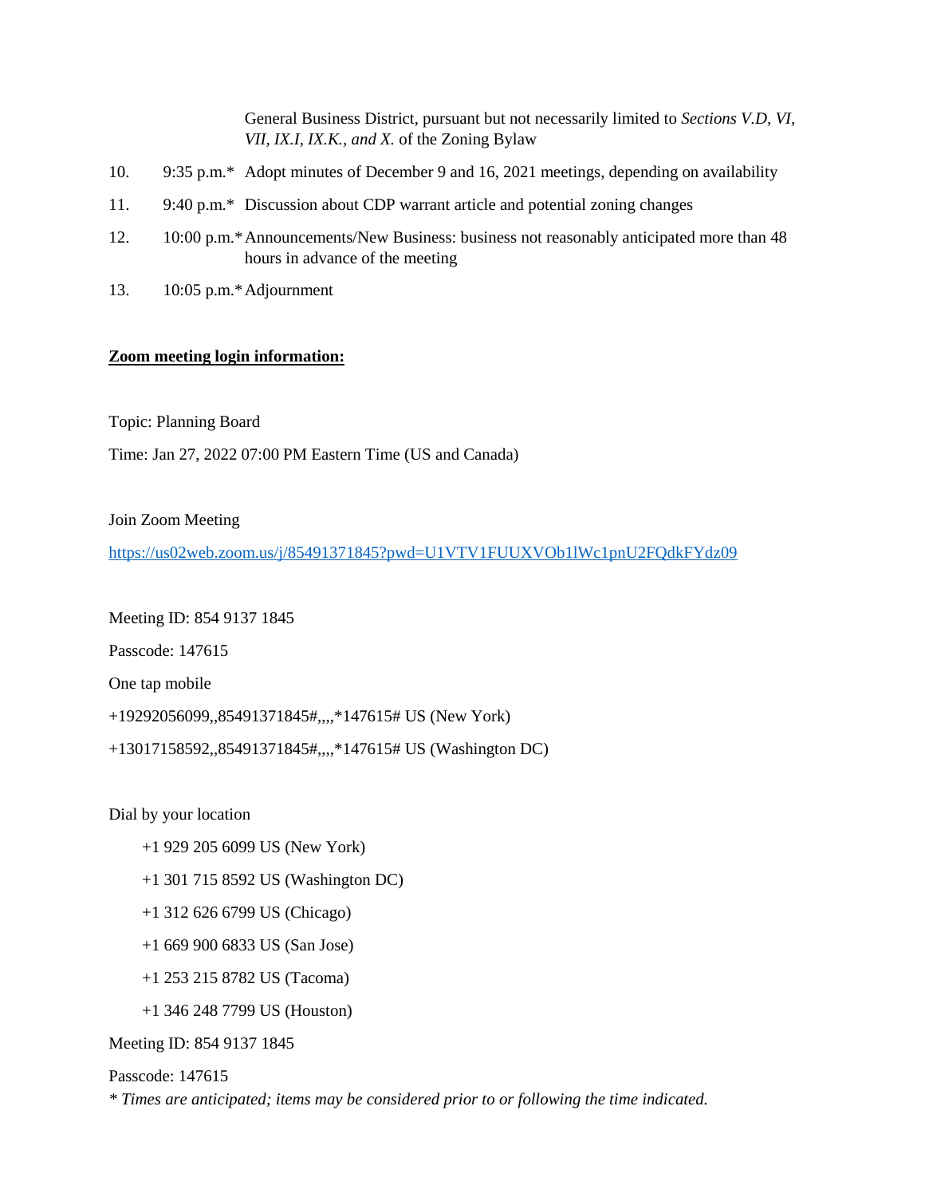General Business District, pursuant but not necessarily limited to *Sections V.D, VI, VII, IX.I, IX.K., and X.* of the Zoning Bylaw

10. 9:35 p.m.* Adopt minutes of December 9 and 16, 2021 meetings, depending on availability

11. 9:40 p.m.* Discussion about CDP warrant article and potential zoning changes

12. 10:00 p.m.* Announcements/New Business: business not reasonably anticipated more than 48 hours in advance of the meeting

13. 10:05 p.m.* Adjournment

**Zoom meeting login information:**

Topic: Planning Board

Time: Jan 27, 2022 07:00 PM Eastern Time (US and Canada)

Join Zoom Meeting

https://us02web.zoom.us/j/85491371845?pwd=U1VTV1FUUXVOb1lWc1pnU2FQdkFYdz09

Meeting ID: 854 9137 1845

Passcode: 147615

One tap mobile

+19292056099,,85491371845#,,,,*147615# US (New York)

+13017158592,,85491371845#,,,,*147615# US (Washington DC)

Dial by your location

+1 929 205 6099 US (New York)

+1 301 715 8592 US (Washington DC)

+1 312 626 6799 US (Chicago)

+1 669 900 6833 US (San Jose)

+1 253 215 8782 US (Tacoma)

+1 346 248 7799 US (Houston)

Meeting ID: 854 9137 1845

Passcode: 147615

*\* Times are anticipated; items may be considered prior to or following the time indicated.*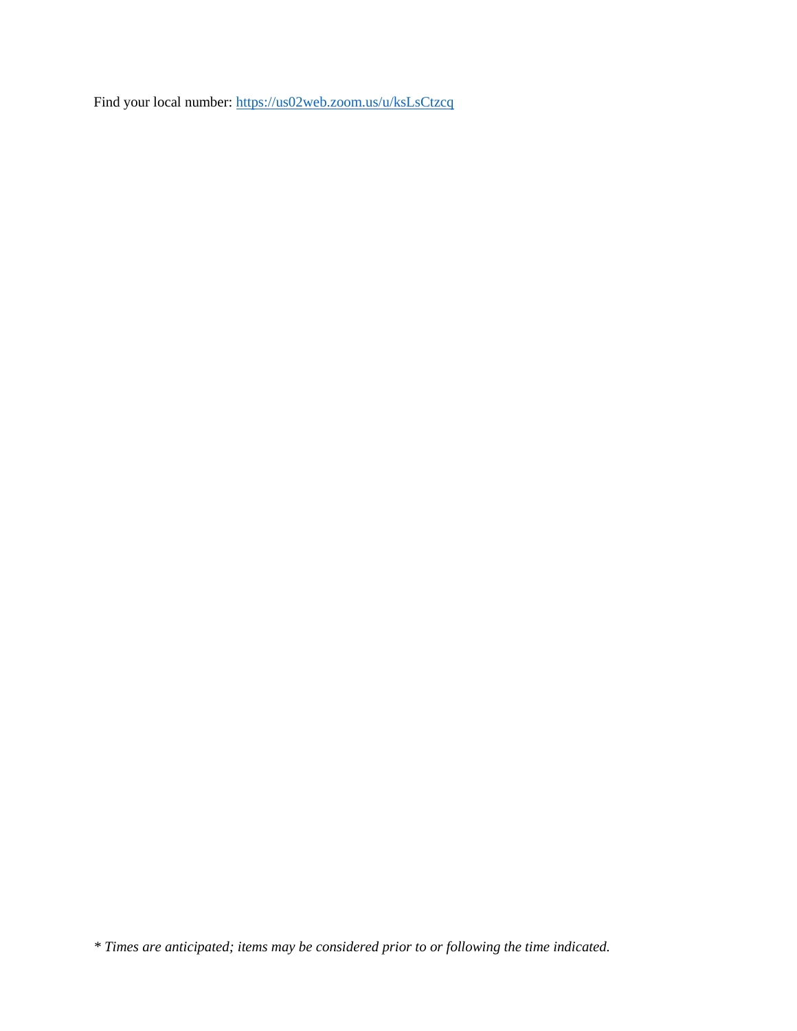Find your local number: [https://us02web.zoom.us/u/ksLsCtzcq](https://us02web.zoom.us/u/ksLsCtzcq)

*\* Times are anticipated; items may be considered prior to or following the time indicated.*